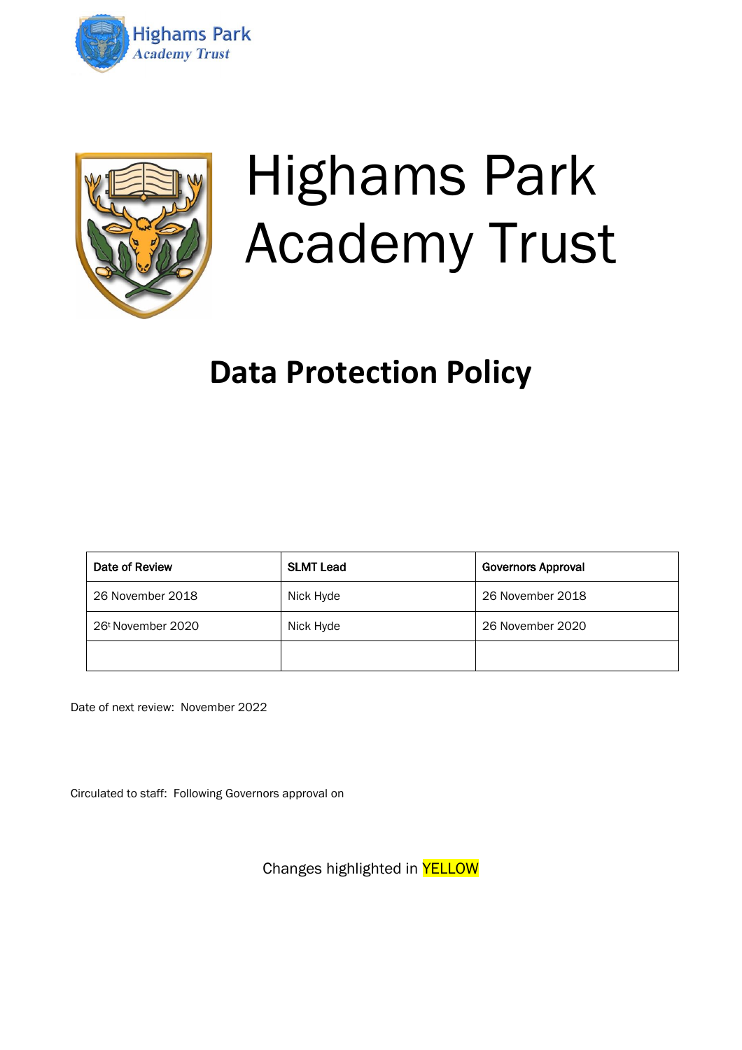Highams Park
Academy Trust

# Highams Park Academy Trust

## Data Protection Policy

| Date of Review | SLMT Lead | Governors Approval |
| --- | --- | --- |
| 26 November 2018 | Nick Hyde | 26 November 2018 |
| 26t November 2020 | Nick Hyde | 26 November 2020 |
| | | |

Date of next review: November 2022

Circulated to staff: Following Governors approval on

Changes highlighted in YELLOW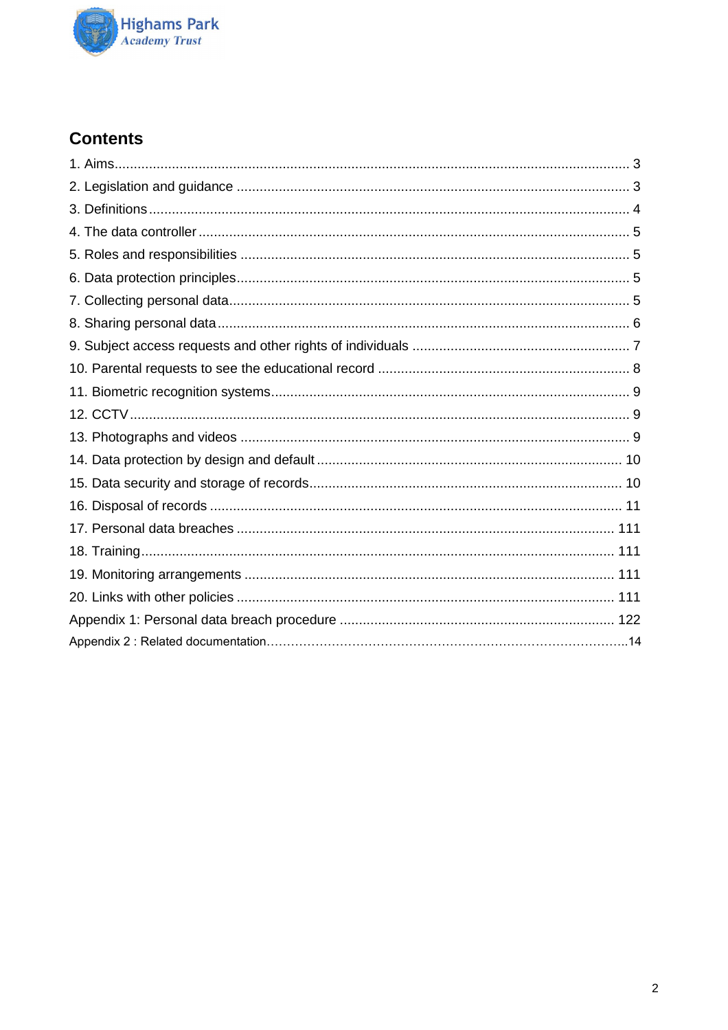## Contents

1. Aims ..... 3
2. Legislation and guidance ..... 3
3. Definitions ..... 4
4. The data controller ..... 5
5. Roles and responsibilities ..... 5
6. Data protection principles ..... 5
7. Collecting personal data ..... 5
8. Sharing personal data ..... 6
9. Subject access requests and other rights of individuals ..... 7
10. Parental requests to see the educational record ..... 8
11. Biometric recognition systems ..... 9
12. CCTV ..... 9
13. Photographs and videos ..... 9
14. Data protection by design and default ..... 10
15. Data security and storage of records ..... 10
16. Disposal of records ..... 11
17. Personal data breaches ..... 111
18. Training ..... 111
19. Monitoring arrangements ..... 111
20. Links with other policies ..... 111

Appendix 1: Personal data breach procedure ..... 122

Appendix 2 : Related documentation ..... 14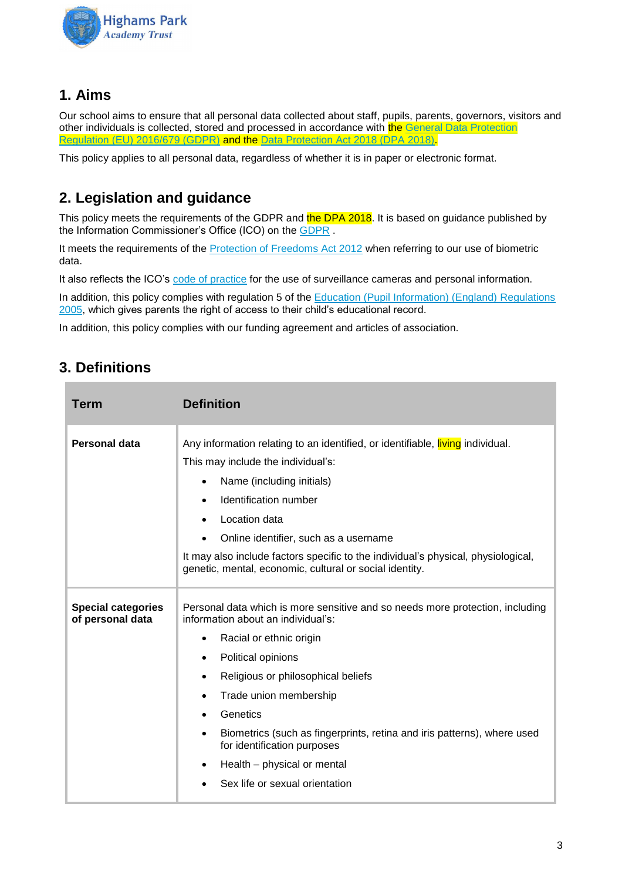## 1. Aims

Our school aims to ensure that all personal data collected about staff, pupils, parents, governors, visitors and other individuals is collected, stored and processed in accordance with the General Data Protection Regulation (EU) 2016/679 (GDPR) and the Data Protection Act 2018 (DPA 2018).

This policy applies to all personal data, regardless of whether it is in paper or electronic format.

## 2. Legislation and guidance

This policy meets the requirements of the GDPR and the DPA 2018. It is based on guidance published by the Information Commissioner's Office (ICO) on the GDPR .

It meets the requirements of the Protection of Freedoms Act 2012 when referring to our use of biometric data.

It also reflects the ICO's code of practice for the use of surveillance cameras and personal information.

In addition, this policy complies with regulation 5 of the Education (Pupil Information) (England) Regulations 2005, which gives parents the right of access to their child's educational record.

In addition, this policy complies with our funding agreement and articles of association.

## 3. Definitions

| Term | Definition |
|---|---|
| **Personal data** | Any information relating to an identified, or identifiable, living individual.<br>This may include the individual's:<br>• Name (including initials)<br>• Identification number<br>• Location data<br>• Online identifier, such as a username<br>It may also include factors specific to the individual's physical, physiological, genetic, mental, economic, cultural or social identity. |
| **Special categories of personal data** | Personal data which is more sensitive and so needs more protection, including information about an individual's:<br>• Racial or ethnic origin<br>• Political opinions<br>• Religious or philosophical beliefs<br>• Trade union membership<br>• Genetics<br>• Biometrics (such as fingerprints, retina and iris patterns), where used for identification purposes<br>• Health – physical or mental<br>• Sex life or sexual orientation |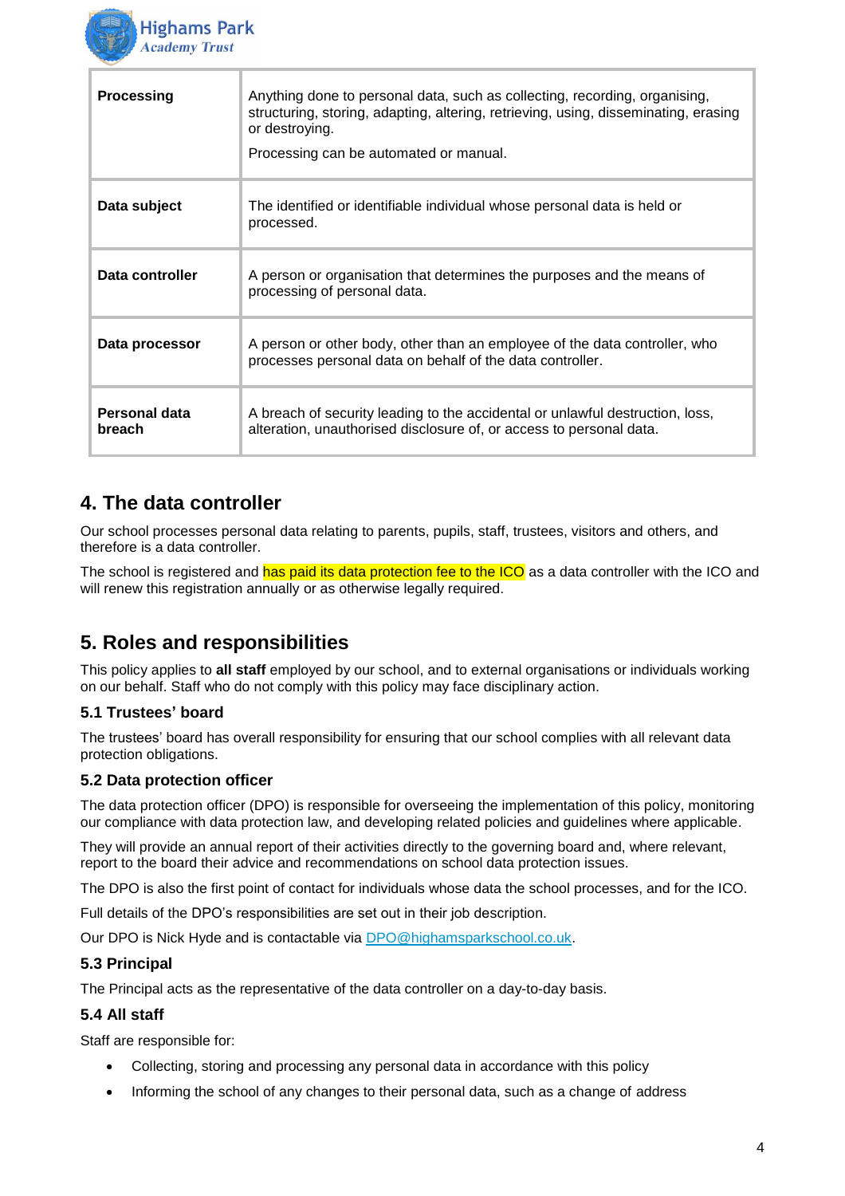| Processing | Anything done to personal data, such as collecting, recording, organising, structuring, storing, adapting, altering, retrieving, using, disseminating, erasing or destroying.<br><br>Processing can be automated or manual. |
| --- | --- |
| Data subject | The identified or identifiable individual whose personal data is held or processed. |
| Data controller | A person or organisation that determines the purposes and the means of processing of personal data. |
| Data processor | A person or other body, other than an employee of the data controller, who processes personal data on behalf of the data controller. |
| Personal data breach | A breach of security leading to the accidental or unlawful destruction, loss, alteration, unauthorised disclosure of, or access to personal data. |

## 4. The data controller

Our school processes personal data relating to parents, pupils, staff, trustees, visitors and others, and therefore is a data controller.

The school is registered and has paid its data protection fee to the ICO as a data controller with the ICO and will renew this registration annually or as otherwise legally required.

## 5. Roles and responsibilities

This policy applies to **all staff** employed by our school, and to external organisations or individuals working on our behalf. Staff who do not comply with this policy may face disciplinary action.

### 5.1 Trustees' board

The trustees' board has overall responsibility for ensuring that our school complies with all relevant data protection obligations.

### 5.2 Data protection officer

The data protection officer (DPO) is responsible for overseeing the implementation of this policy, monitoring our compliance with data protection law, and developing related policies and guidelines where applicable.

They will provide an annual report of their activities directly to the governing board and, where relevant, report to the board their advice and recommendations on school data protection issues.

The DPO is also the first point of contact for individuals whose data the school processes, and for the ICO.

Full details of the DPO's responsibilities are set out in their job description.

Our DPO is Nick Hyde and is contactable via DPO@highamsparkschool.co.uk.

### 5.3 Principal

The Principal acts as the representative of the data controller on a day-to-day basis.

### 5.4 All staff

Staff are responsible for:

- Collecting, storing and processing any personal data in accordance with this policy
- Informing the school of any changes to their personal data, such as a change of address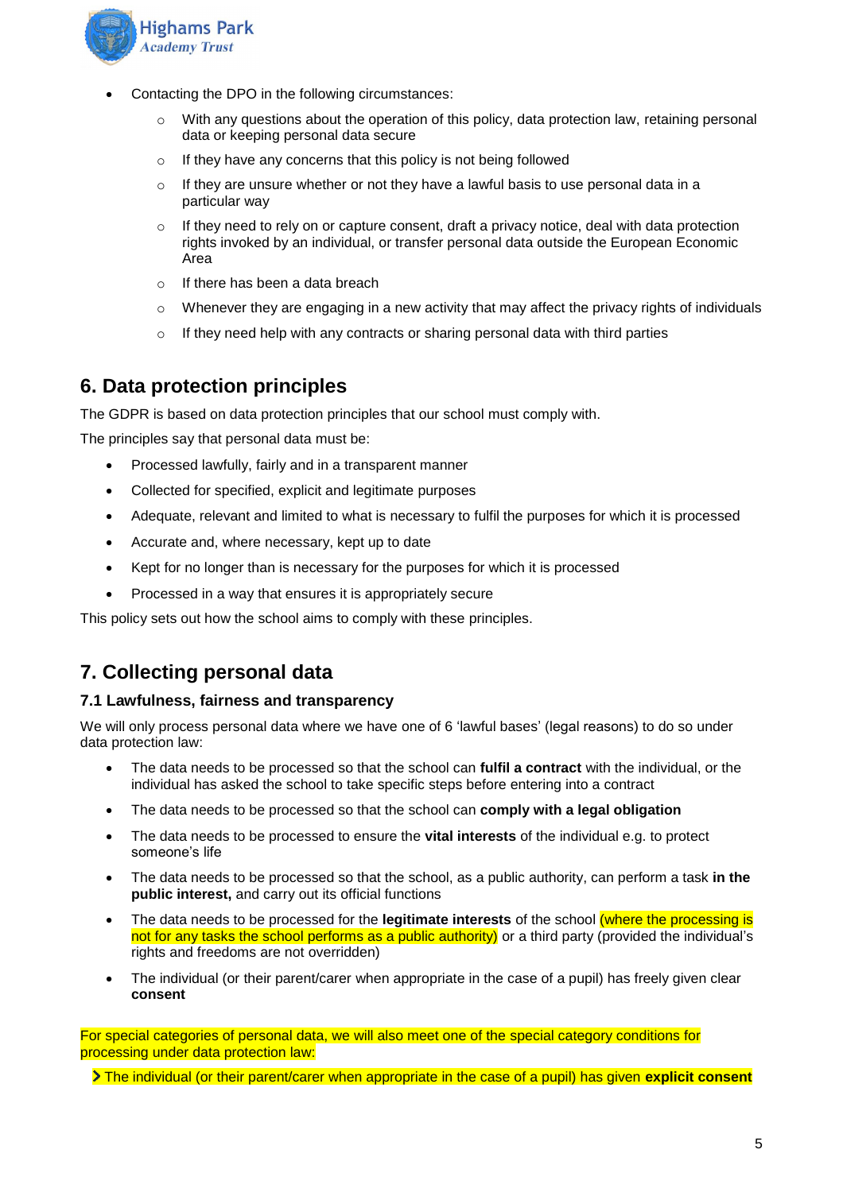- Contacting the DPO in the following circumstances:
  - With any questions about the operation of this policy, data protection law, retaining personal data or keeping personal data secure
  - If they have any concerns that this policy is not being followed
  - If they are unsure whether or not they have a lawful basis to use personal data in a particular way
  - If they need to rely on or capture consent, draft a privacy notice, deal with data protection rights invoked by an individual, or transfer personal data outside the European Economic Area
  - If there has been a data breach
  - Whenever they are engaging in a new activity that may affect the privacy rights of individuals
  - If they need help with any contracts or sharing personal data with third parties

## 6. Data protection principles

The GDPR is based on data protection principles that our school must comply with.

The principles say that personal data must be:

- Processed lawfully, fairly and in a transparent manner
- Collected for specified, explicit and legitimate purposes
- Adequate, relevant and limited to what is necessary to fulfil the purposes for which it is processed
- Accurate and, where necessary, kept up to date
- Kept for no longer than is necessary for the purposes for which it is processed
- Processed in a way that ensures it is appropriately secure

This policy sets out how the school aims to comply with these principles.

## 7. Collecting personal data

### 7.1 Lawfulness, fairness and transparency

We will only process personal data where we have one of 6 'lawful bases' (legal reasons) to do so under data protection law:

- The data needs to be processed so that the school can **fulfil a contract** with the individual, or the individual has asked the school to take specific steps before entering into a contract
- The data needs to be processed so that the school can **comply with a legal obligation**
- The data needs to be processed to ensure the **vital interests** of the individual e.g. to protect someone's life
- The data needs to be processed so that the school, as a public authority, can perform a task **in the public interest,** and carry out its official functions
- The data needs to be processed for the **legitimate interests** of the school (where the processing is not for any tasks the school performs as a public authority) or a third party (provided the individual's rights and freedoms are not overridden)
- The individual (or their parent/carer when appropriate in the case of a pupil) has freely given clear **consent**

For special categories of personal data, we will also meet one of the special category conditions for processing under data protection law:

- The individual (or their parent/carer when appropriate in the case of a pupil) has given **explicit consent**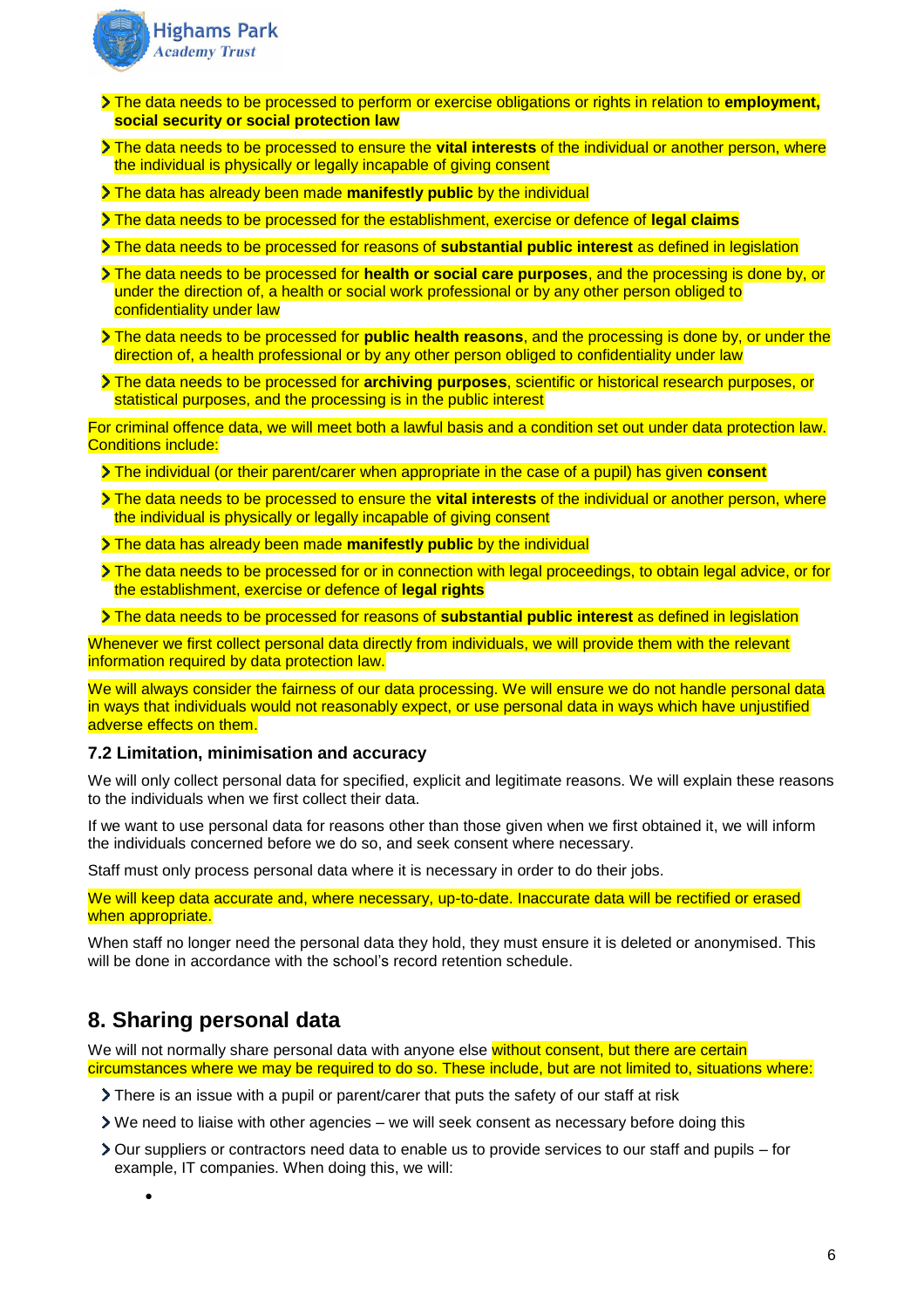- The data needs to be processed to perform or exercise obligations or rights in relation to **employment, social security or social protection law**
- The data needs to be processed to ensure the **vital interests** of the individual or another person, where the individual is physically or legally incapable of giving consent
- The data has already been made **manifestly public** by the individual
- The data needs to be processed for the establishment, exercise or defence of **legal claims**
- The data needs to be processed for reasons of **substantial public interest** as defined in legislation
- The data needs to be processed for **health or social care purposes**, and the processing is done by, or under the direction of, a health or social work professional or by any other person obliged to confidentiality under law
- The data needs to be processed for **public health reasons**, and the processing is done by, or under the direction of, a health professional or by any other person obliged to confidentiality under law
- The data needs to be processed for **archiving purposes**, scientific or historical research purposes, or statistical purposes, and the processing is in the public interest

For criminal offence data, we will meet both a lawful basis and a condition set out under data protection law. Conditions include:

- The individual (or their parent/carer when appropriate in the case of a pupil) has given **consent**
- The data needs to be processed to ensure the **vital interests** of the individual or another person, where the individual is physically or legally incapable of giving consent
- The data has already been made **manifestly public** by the individual
- The data needs to be processed for or in connection with legal proceedings, to obtain legal advice, or for the establishment, exercise or defence of **legal rights**
- The data needs to be processed for reasons of **substantial public interest** as defined in legislation

Whenever we first collect personal data directly from individuals, we will provide them with the relevant information required by data protection law.

We will always consider the fairness of our data processing. We will ensure we do not handle personal data in ways that individuals would not reasonably expect, or use personal data in ways which have unjustified adverse effects on them.

### 7.2 Limitation, minimisation and accuracy

We will only collect personal data for specified, explicit and legitimate reasons. We will explain these reasons to the individuals when we first collect their data.

If we want to use personal data for reasons other than those given when we first obtained it, we will inform the individuals concerned before we do so, and seek consent where necessary.

Staff must only process personal data where it is necessary in order to do their jobs.

We will keep data accurate and, where necessary, up-to-date. Inaccurate data will be rectified or erased when appropriate.

When staff no longer need the personal data they hold, they must ensure it is deleted or anonymised. This will be done in accordance with the school's record retention schedule.

## 8. Sharing personal data

We will not normally share personal data with anyone else without consent, but there are certain circumstances where we may be required to do so. These include, but are not limited to, situations where:

- There is an issue with a pupil or parent/carer that puts the safety of our staff at risk
- We need to liaise with other agencies – we will seek consent as necessary before doing this
- Our suppliers or contractors need data to enable us to provide services to our staff and pupils – for example, IT companies. When doing this, we will:
  -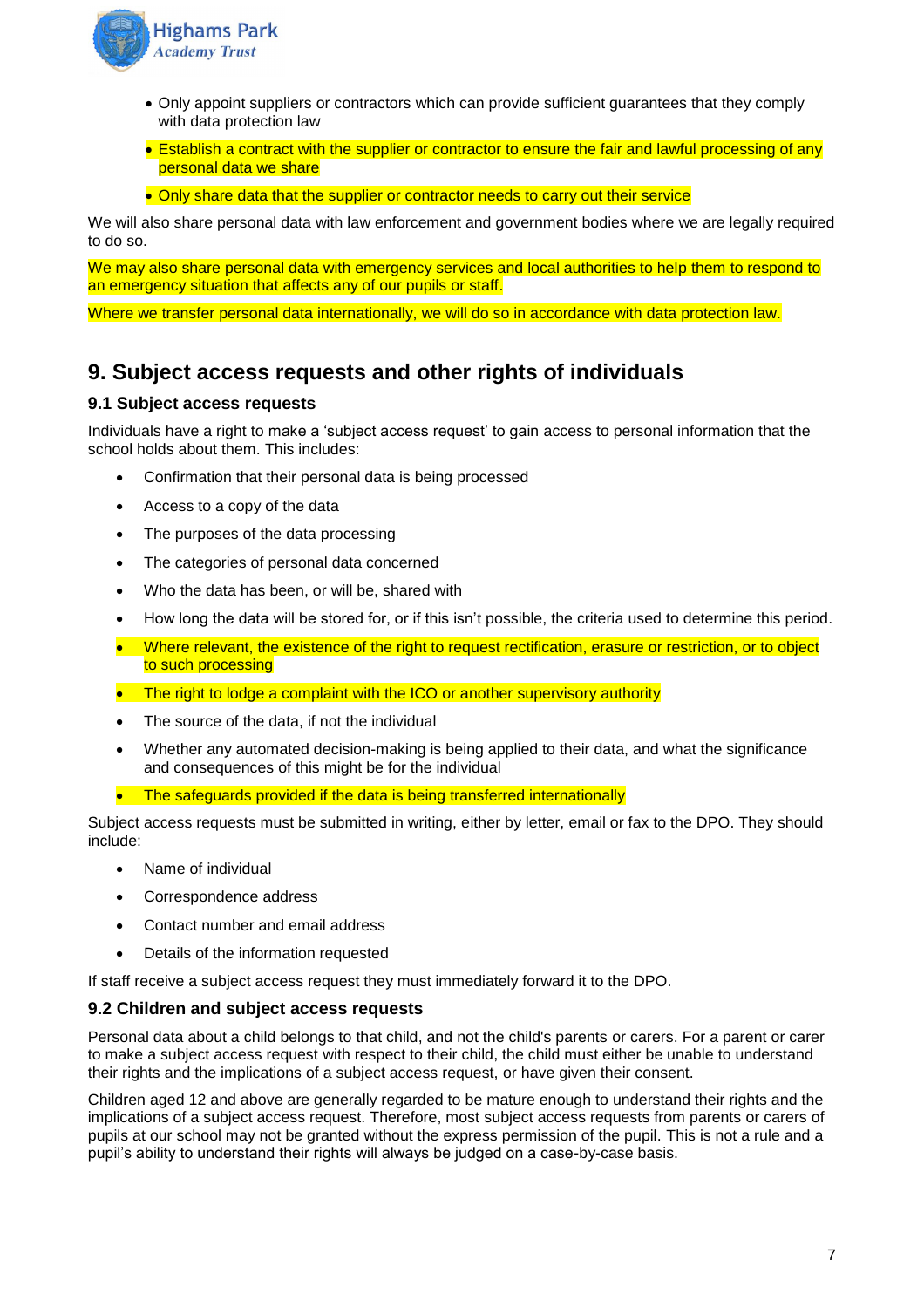- Only appoint suppliers or contractors which can provide sufficient guarantees that they comply with data protection law
- Establish a contract with the supplier or contractor to ensure the fair and lawful processing of any personal data we share
- Only share data that the supplier or contractor needs to carry out their service

We will also share personal data with law enforcement and government bodies where we are legally required to do so.

We may also share personal data with emergency services and local authorities to help them to respond to an emergency situation that affects any of our pupils or staff.

Where we transfer personal data internationally, we will do so in accordance with data protection law.

## 9. Subject access requests and other rights of individuals

### 9.1 Subject access requests

Individuals have a right to make a 'subject access request' to gain access to personal information that the school holds about them. This includes:

- Confirmation that their personal data is being processed
- Access to a copy of the data
- The purposes of the data processing
- The categories of personal data concerned
- Who the data has been, or will be, shared with
- How long the data will be stored for, or if this isn't possible, the criteria used to determine this period.
- Where relevant, the existence of the right to request rectification, erasure or restriction, or to object to such processing
- The right to lodge a complaint with the ICO or another supervisory authority
- The source of the data, if not the individual
- Whether any automated decision-making is being applied to their data, and what the significance and consequences of this might be for the individual
- The safeguards provided if the data is being transferred internationally

Subject access requests must be submitted in writing, either by letter, email or fax to the DPO. They should include:

- Name of individual
- Correspondence address
- Contact number and email address
- Details of the information requested

If staff receive a subject access request they must immediately forward it to the DPO.

### 9.2 Children and subject access requests

Personal data about a child belongs to that child, and not the child's parents or carers. For a parent or carer to make a subject access request with respect to their child, the child must either be unable to understand their rights and the implications of a subject access request, or have given their consent.

Children aged 12 and above are generally regarded to be mature enough to understand their rights and the implications of a subject access request. Therefore, most subject access requests from parents or carers of pupils at our school may not be granted without the express permission of the pupil. This is not a rule and a pupil's ability to understand their rights will always be judged on a case-by-case basis.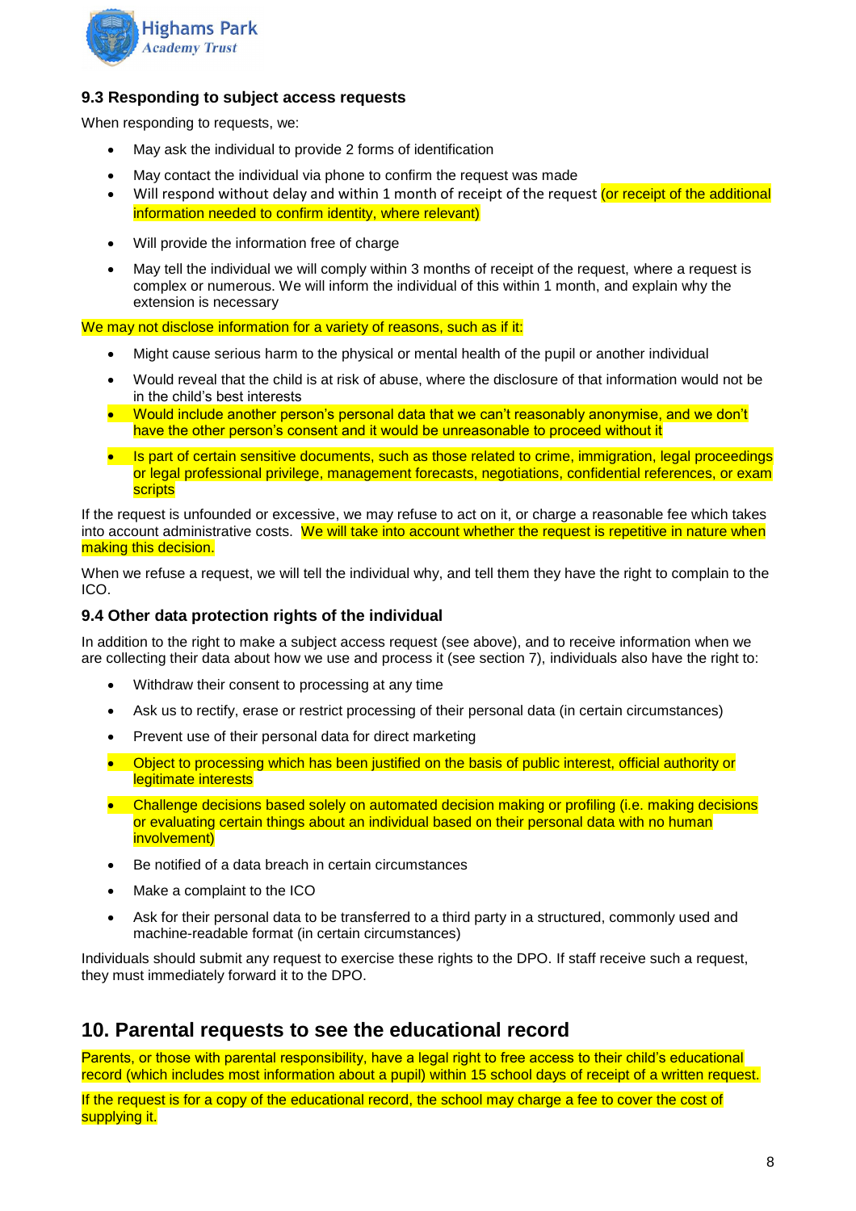### 9.3 Responding to subject access requests

When responding to requests, we:

- May ask the individual to provide 2 forms of identification
- May contact the individual via phone to confirm the request was made
- Will respond without delay and within 1 month of receipt of the request (or receipt of the additional information needed to confirm identity, where relevant)
- Will provide the information free of charge
- May tell the individual we will comply within 3 months of receipt of the request, where a request is complex or numerous. We will inform the individual of this within 1 month, and explain why the extension is necessary

We may not disclose information for a variety of reasons, such as if it:

- Might cause serious harm to the physical or mental health of the pupil or another individual
- Would reveal that the child is at risk of abuse, where the disclosure of that information would not be in the child's best interests
- Would include another person's personal data that we can't reasonably anonymise, and we don't have the other person's consent and it would be unreasonable to proceed without it
- Is part of certain sensitive documents, such as those related to crime, immigration, legal proceedings or legal professional privilege, management forecasts, negotiations, confidential references, or exam scripts

If the request is unfounded or excessive, we may refuse to act on it, or charge a reasonable fee which takes into account administrative costs. We will take into account whether the request is repetitive in nature when making this decision.

When we refuse a request, we will tell the individual why, and tell them they have the right to complain to the ICO.

### 9.4 Other data protection rights of the individual

In addition to the right to make a subject access request (see above), and to receive information when we are collecting their data about how we use and process it (see section 7), individuals also have the right to:

- Withdraw their consent to processing at any time
- Ask us to rectify, erase or restrict processing of their personal data (in certain circumstances)
- Prevent use of their personal data for direct marketing
- Object to processing which has been justified on the basis of public interest, official authority or legitimate interests
- Challenge decisions based solely on automated decision making or profiling (i.e. making decisions or evaluating certain things about an individual based on their personal data with no human involvement)
- Be notified of a data breach in certain circumstances
- Make a complaint to the ICO
- Ask for their personal data to be transferred to a third party in a structured, commonly used and machine-readable format (in certain circumstances)

Individuals should submit any request to exercise these rights to the DPO. If staff receive such a request, they must immediately forward it to the DPO.

## 10. Parental requests to see the educational record

Parents, or those with parental responsibility, have a legal right to free access to their child's educational record (which includes most information about a pupil) within 15 school days of receipt of a written request.

If the request is for a copy of the educational record, the school may charge a fee to cover the cost of supplying it.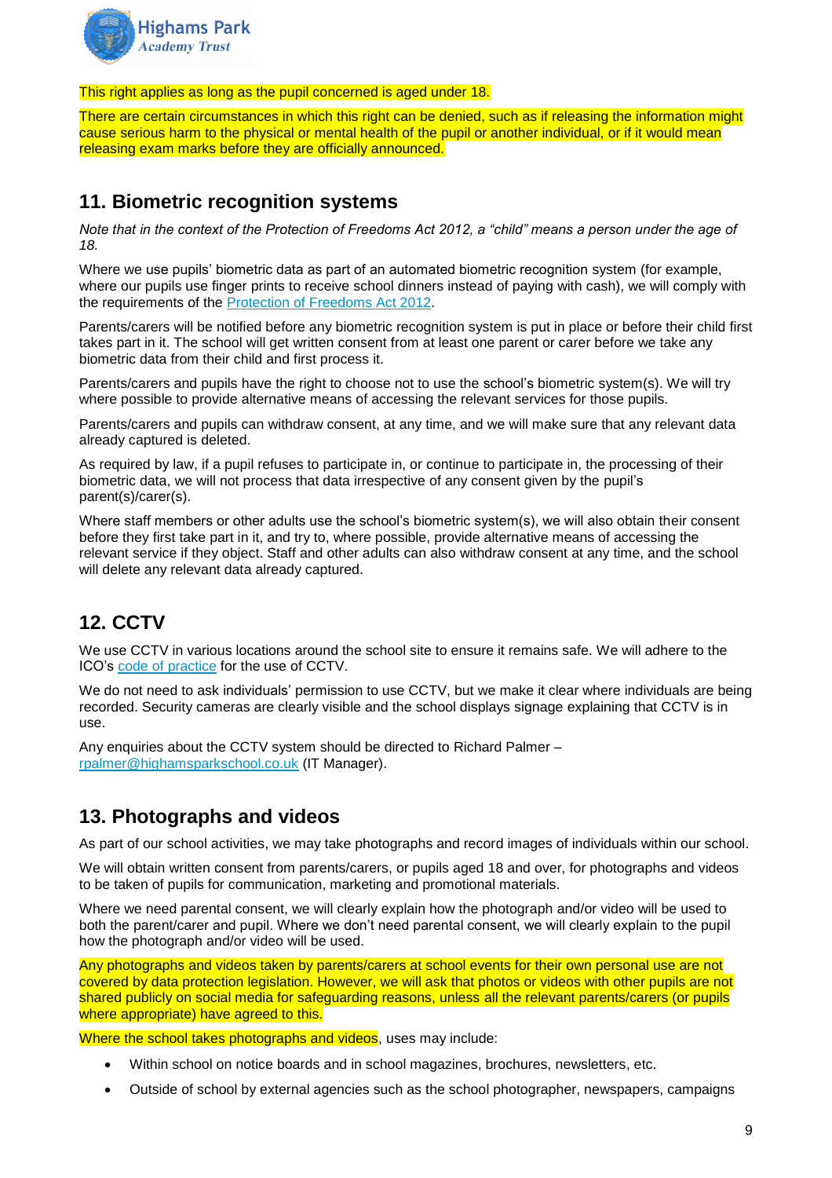This right applies as long as the pupil concerned is aged under 18.

There are certain circumstances in which this right can be denied, such as if releasing the information might cause serious harm to the physical or mental health of the pupil or another individual, or if it would mean releasing exam marks before they are officially announced.

## 11. Biometric recognition systems

*Note that in the context of the Protection of Freedoms Act 2012, a "child" means a person under the age of 18.*

Where we use pupils' biometric data as part of an automated biometric recognition system (for example, where our pupils use finger prints to receive school dinners instead of paying with cash), we will comply with the requirements of the Protection of Freedoms Act 2012.

Parents/carers will be notified before any biometric recognition system is put in place or before their child first takes part in it. The school will get written consent from at least one parent or carer before we take any biometric data from their child and first process it.

Parents/carers and pupils have the right to choose not to use the school's biometric system(s). We will try where possible to provide alternative means of accessing the relevant services for those pupils.

Parents/carers and pupils can withdraw consent, at any time, and we will make sure that any relevant data already captured is deleted.

As required by law, if a pupil refuses to participate in, or continue to participate in, the processing of their biometric data, we will not process that data irrespective of any consent given by the pupil's parent(s)/carer(s).

Where staff members or other adults use the school's biometric system(s), we will also obtain their consent before they first take part in it, and try to, where possible, provide alternative means of accessing the relevant service if they object. Staff and other adults can also withdraw consent at any time, and the school will delete any relevant data already captured.

## 12. CCTV

We use CCTV in various locations around the school site to ensure it remains safe. We will adhere to the ICO's code of practice for the use of CCTV.

We do not need to ask individuals' permission to use CCTV, but we make it clear where individuals are being recorded. Security cameras are clearly visible and the school displays signage explaining that CCTV is in use.

Any enquiries about the CCTV system should be directed to Richard Palmer – rpalmer@highamsparkschool.co.uk (IT Manager).

## 13. Photographs and videos

As part of our school activities, we may take photographs and record images of individuals within our school.

We will obtain written consent from parents/carers, or pupils aged 18 and over, for photographs and videos to be taken of pupils for communication, marketing and promotional materials.

Where we need parental consent, we will clearly explain how the photograph and/or video will be used to both the parent/carer and pupil. Where we don't need parental consent, we will clearly explain to the pupil how the photograph and/or video will be used.

Any photographs and videos taken by parents/carers at school events for their own personal use are not covered by data protection legislation. However, we will ask that photos or videos with other pupils are not shared publicly on social media for safeguarding reasons, unless all the relevant parents/carers (or pupils where appropriate) have agreed to this.

Where the school takes photographs and videos, uses may include:

- Within school on notice boards and in school magazines, brochures, newsletters, etc.
- Outside of school by external agencies such as the school photographer, newspapers, campaigns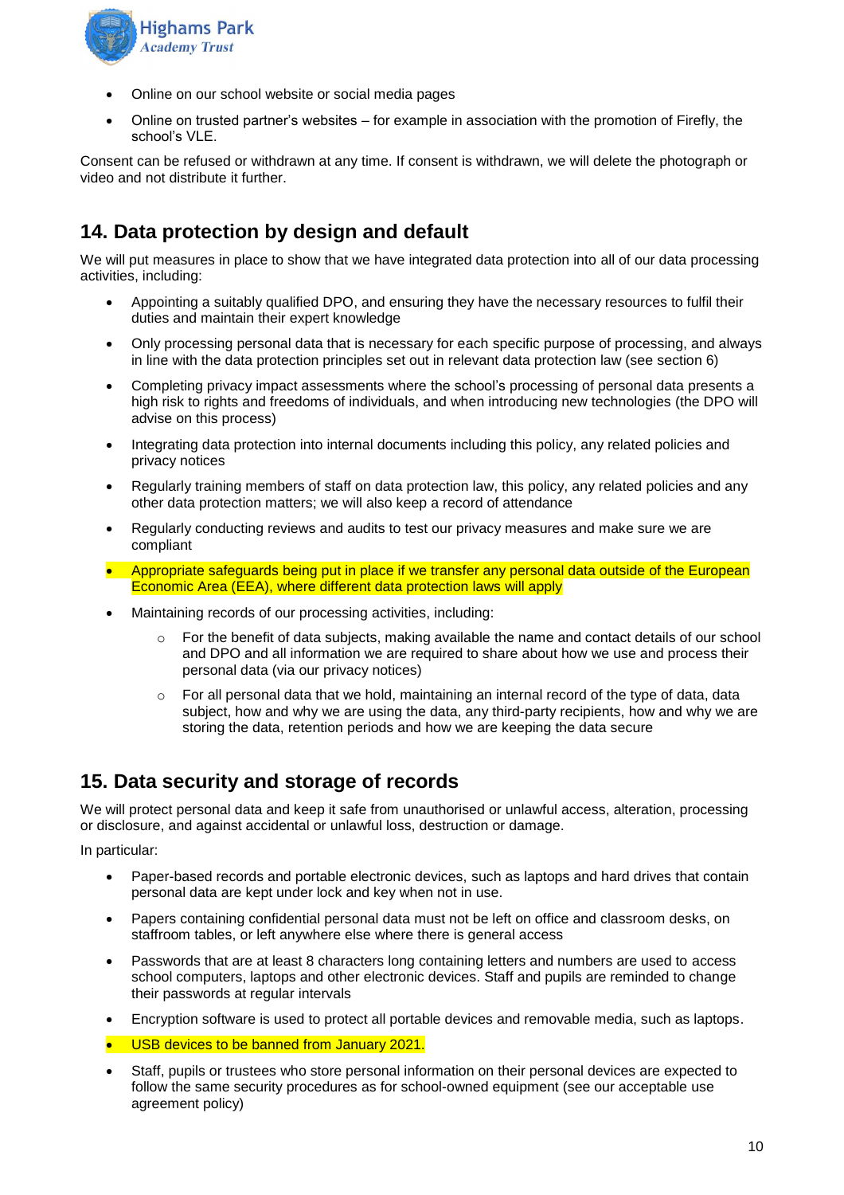- Online on our school website or social media pages
- Online on trusted partner's websites – for example in association with the promotion of Firefly, the school's VLE.

Consent can be refused or withdrawn at any time. If consent is withdrawn, we will delete the photograph or video and not distribute it further.

## 14. Data protection by design and default

We will put measures in place to show that we have integrated data protection into all of our data processing activities, including:

- Appointing a suitably qualified DPO, and ensuring they have the necessary resources to fulfil their duties and maintain their expert knowledge
- Only processing personal data that is necessary for each specific purpose of processing, and always in line with the data protection principles set out in relevant data protection law (see section 6)
- Completing privacy impact assessments where the school's processing of personal data presents a high risk to rights and freedoms of individuals, and when introducing new technologies (the DPO will advise on this process)
- Integrating data protection into internal documents including this policy, any related policies and privacy notices
- Regularly training members of staff on data protection law, this policy, any related policies and any other data protection matters; we will also keep a record of attendance
- Regularly conducting reviews and audits to test our privacy measures and make sure we are compliant
- Appropriate safeguards being put in place if we transfer any personal data outside of the European Economic Area (EEA), where different data protection laws will apply
- Maintaining records of our processing activities, including:
  - For the benefit of data subjects, making available the name and contact details of our school and DPO and all information we are required to share about how we use and process their personal data (via our privacy notices)
  - For all personal data that we hold, maintaining an internal record of the type of data, data subject, how and why we are using the data, any third-party recipients, how and why we are storing the data, retention periods and how we are keeping the data secure

## 15. Data security and storage of records

We will protect personal data and keep it safe from unauthorised or unlawful access, alteration, processing or disclosure, and against accidental or unlawful loss, destruction or damage.

In particular:

- Paper-based records and portable electronic devices, such as laptops and hard drives that contain personal data are kept under lock and key when not in use.
- Papers containing confidential personal data must not be left on office and classroom desks, on staffroom tables, or left anywhere else where there is general access
- Passwords that are at least 8 characters long containing letters and numbers are used to access school computers, laptops and other electronic devices. Staff and pupils are reminded to change their passwords at regular intervals
- Encryption software is used to protect all portable devices and removable media, such as laptops.
- USB devices to be banned from January 2021.
- Staff, pupils or trustees who store personal information on their personal devices are expected to follow the same security procedures as for school-owned equipment (see our acceptable use agreement policy)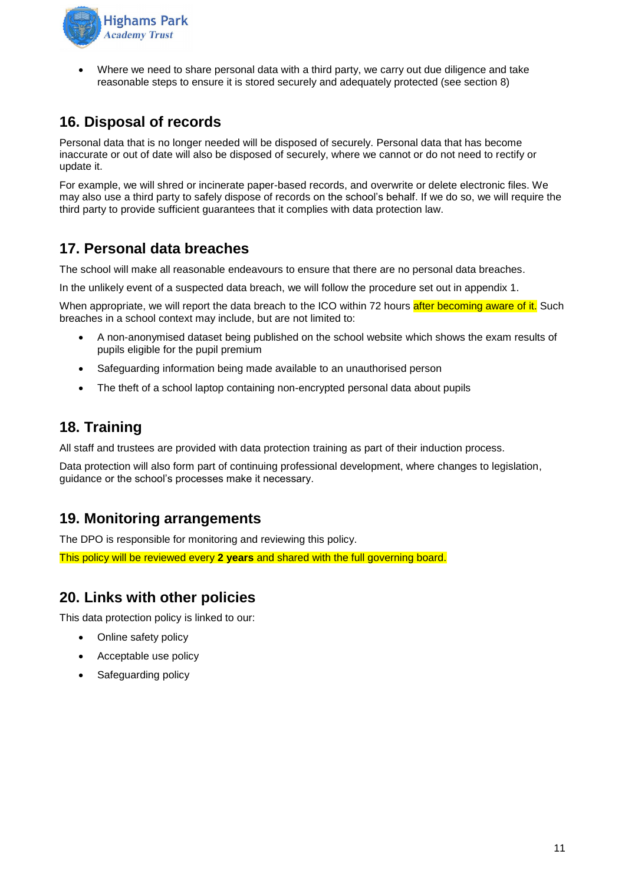- Where we need to share personal data with a third party, we carry out due diligence and take reasonable steps to ensure it is stored securely and adequately protected (see section 8)

## 16. Disposal of records

Personal data that is no longer needed will be disposed of securely. Personal data that has become inaccurate or out of date will also be disposed of securely, where we cannot or do not need to rectify or update it.

For example, we will shred or incinerate paper-based records, and overwrite or delete electronic files. We may also use a third party to safely dispose of records on the school's behalf. If we do so, we will require the third party to provide sufficient guarantees that it complies with data protection law.

## 17. Personal data breaches

The school will make all reasonable endeavours to ensure that there are no personal data breaches.

In the unlikely event of a suspected data breach, we will follow the procedure set out in appendix 1.

When appropriate, we will report the data breach to the ICO within 72 hours after becoming aware of it. Such breaches in a school context may include, but are not limited to:

- A non-anonymised dataset being published on the school website which shows the exam results of pupils eligible for the pupil premium
- Safeguarding information being made available to an unauthorised person
- The theft of a school laptop containing non-encrypted personal data about pupils

## 18. Training

All staff and trustees are provided with data protection training as part of their induction process.

Data protection will also form part of continuing professional development, where changes to legislation, guidance or the school's processes make it necessary.

## 19. Monitoring arrangements

The DPO is responsible for monitoring and reviewing this policy.

This policy will be reviewed every **2 years** and shared with the full governing board.

## 20. Links with other policies

This data protection policy is linked to our:

- Online safety policy
- Acceptable use policy
- Safeguarding policy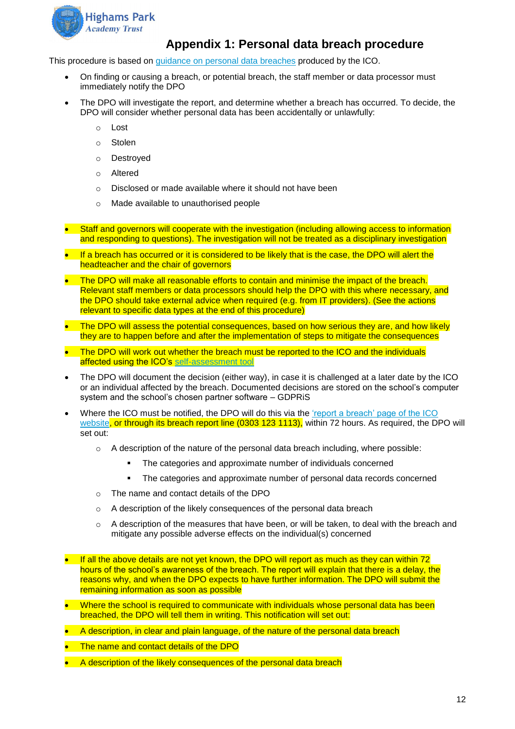# Appendix 1: Personal data breach procedure

This procedure is based on [guidance on personal data breaches](guidance on personal data breaches) produced by the ICO.

- On finding or causing a breach, or potential breach, the staff member or data processor must immediately notify the DPO
- The DPO will investigate the report, and determine whether a breach has occurred. To decide, the DPO will consider whether personal data has been accidentally or unlawfully:
  - Lost
  - Stolen
  - Destroyed
  - Altered
  - Disclosed or made available where it should not have been
  - Made available to unauthorised people
- Staff and governors will cooperate with the investigation (including allowing access to information and responding to questions). The investigation will not be treated as a disciplinary investigation
- If a breach has occurred or it is considered to be likely that is the case, the DPO will alert the headteacher and the chair of governors
- The DPO will make all reasonable efforts to contain and minimise the impact of the breach. Relevant staff members or data processors should help the DPO with this where necessary, and the DPO should take external advice when required (e.g. from IT providers). (See the actions relevant to specific data types at the end of this procedure)
- The DPO will assess the potential consequences, based on how serious they are, and how likely they are to happen before and after the implementation of steps to mitigate the consequences
- The DPO will work out whether the breach must be reported to the ICO and the individuals affected using the ICO's self-assessment tool
- The DPO will document the decision (either way), in case it is challenged at a later date by the ICO or an individual affected by the breach. Documented decisions are stored on the school's computer system and the school's chosen partner software – GDPRiS
- Where the ICO must be notified, the DPO will do this via the 'report a breach' page of the ICO website, or through its breach report line (0303 123 1113), within 72 hours. As required, the DPO will set out:
  - A description of the nature of the personal data breach including, where possible:
    - The categories and approximate number of individuals concerned
    - The categories and approximate number of personal data records concerned
  - The name and contact details of the DPO
  - A description of the likely consequences of the personal data breach
  - A description of the measures that have been, or will be taken, to deal with the breach and mitigate any possible adverse effects on the individual(s) concerned
- If all the above details are not yet known, the DPO will report as much as they can within 72 hours of the school's awareness of the breach. The report will explain that there is a delay, the reasons why, and when the DPO expects to have further information. The DPO will submit the remaining information as soon as possible
- Where the school is required to communicate with individuals whose personal data has been breached, the DPO will tell them in writing. This notification will set out:
- A description, in clear and plain language, of the nature of the personal data breach
- The name and contact details of the DPO
- A description of the likely consequences of the personal data breach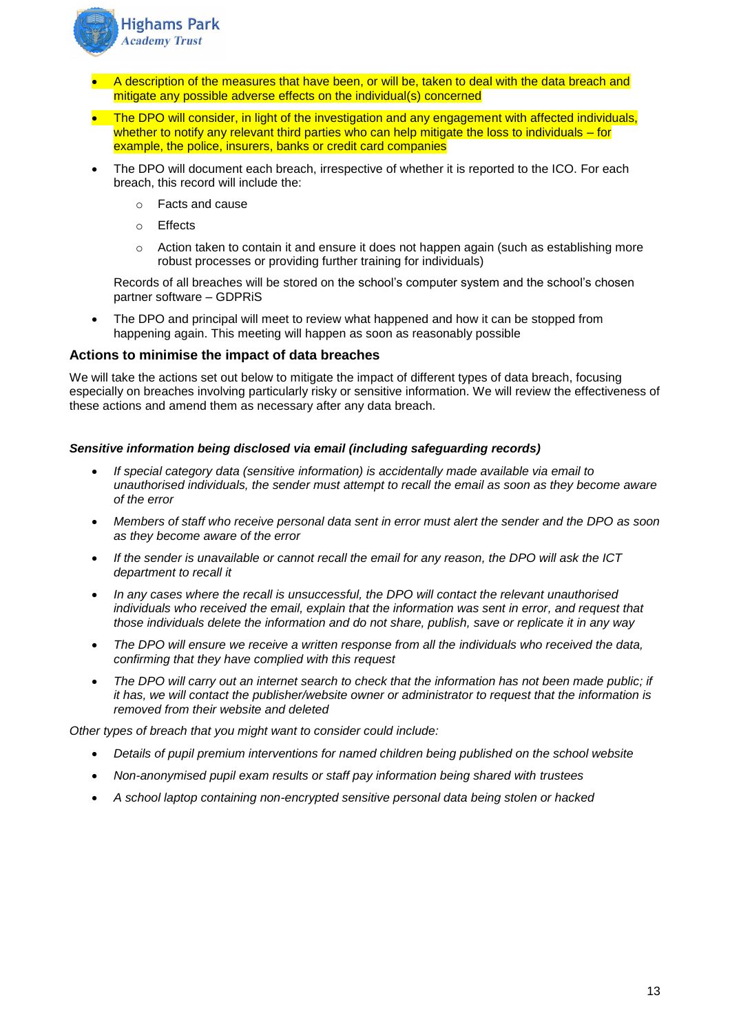- A description of the measures that have been, or will be, taken to deal with the data breach and mitigate any possible adverse effects on the individual(s) concerned
- The DPO will consider, in light of the investigation and any engagement with affected individuals, whether to notify any relevant third parties who can help mitigate the loss to individuals – for example, the police, insurers, banks or credit card companies
- The DPO will document each breach, irrespective of whether it is reported to the ICO. For each breach, this record will include the:
    - Facts and cause
    - Effects
    - Action taken to contain it and ensure it does not happen again (such as establishing more robust processes or providing further training for individuals)

  Records of all breaches will be stored on the school's computer system and the school's chosen partner software – GDPRiS
- The DPO and principal will meet to review what happened and how it can be stopped from happening again. This meeting will happen as soon as reasonably possible

### Actions to minimise the impact of data breaches

We will take the actions set out below to mitigate the impact of different types of data breach, focusing especially on breaches involving particularly risky or sensitive information. We will review the effectiveness of these actions and amend them as necessary after any data breach.

***Sensitive information being disclosed via email (including safeguarding records)***

- *If special category data (sensitive information) is accidentally made available via email to unauthorised individuals, the sender must attempt to recall the email as soon as they become aware of the error*
- *Members of staff who receive personal data sent in error must alert the sender and the DPO as soon as they become aware of the error*
- *If the sender is unavailable or cannot recall the email for any reason, the DPO will ask the ICT department to recall it*
- *In any cases where the recall is unsuccessful, the DPO will contact the relevant unauthorised individuals who received the email, explain that the information was sent in error, and request that those individuals delete the information and do not share, publish, save or replicate it in any way*
- *The DPO will ensure we receive a written response from all the individuals who received the data, confirming that they have complied with this request*
- *The DPO will carry out an internet search to check that the information has not been made public; if it has, we will contact the publisher/website owner or administrator to request that the information is removed from their website and deleted*

*Other types of breach that you might want to consider could include:*

- *Details of pupil premium interventions for named children being published on the school website*
- *Non-anonymised pupil exam results or staff pay information being shared with trustees*
- *A school laptop containing non-encrypted sensitive personal data being stolen or hacked*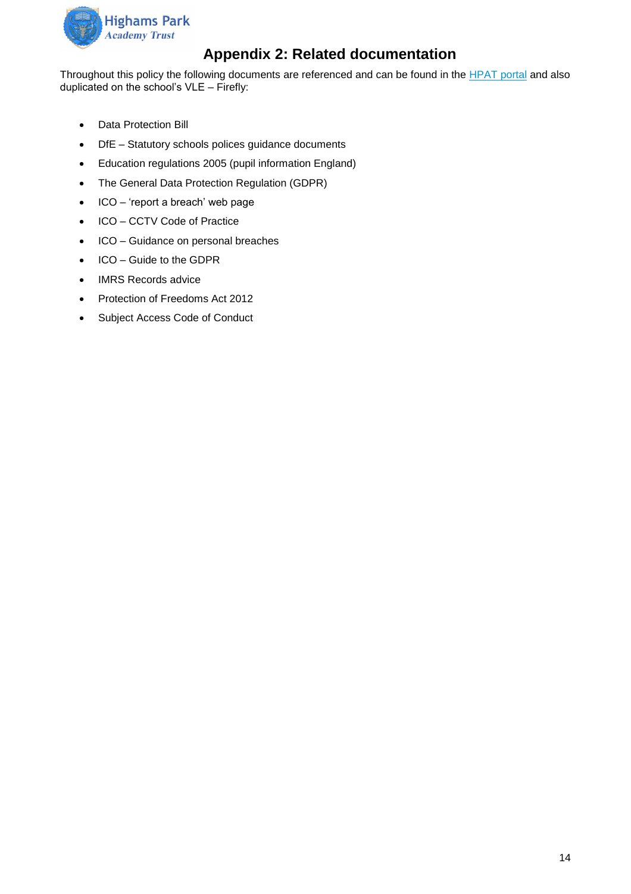# Appendix 2: Related documentation

Throughout this policy the following documents are referenced and can be found in the HPAT portal and also duplicated on the school's VLE – Firefly:

- Data Protection Bill
- DfE – Statutory schools polices guidance documents
- Education regulations 2005 (pupil information England)
- The General Data Protection Regulation (GDPR)
- ICO – 'report a breach' web page
- ICO – CCTV Code of Practice
- ICO – Guidance on personal breaches
- ICO – Guide to the GDPR
- IMRS Records advice
- Protection of Freedoms Act 2012
- Subject Access Code of Conduct